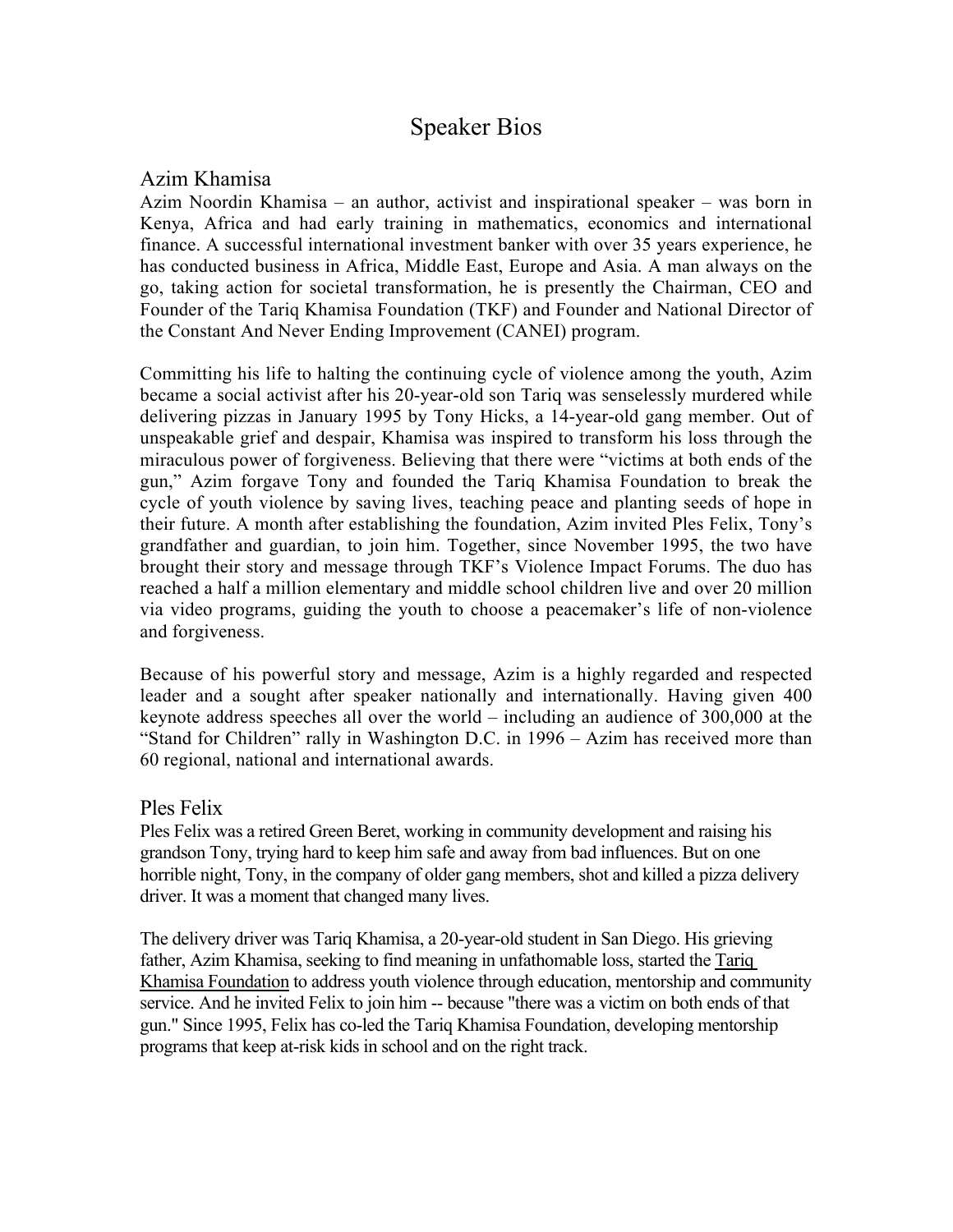# Speaker Bios

## Azim Khamisa

Azim Noordin Khamisa – an author, activist and inspirational speaker – was born in Kenya, Africa and had early training in mathematics, economics and international finance. A successful international investment banker with over 35 years experience, he has conducted business in Africa, Middle East, Europe and Asia. A man always on the go, taking action for societal transformation, he is presently the Chairman, CEO and Founder of the Tariq Khamisa Foundation (TKF) and Founder and National Director of the Constant And Never Ending Improvement (CANEI) program.

Committing his life to halting the continuing cycle of violence among the youth, Azim became a social activist after his 20-year-old son Tariq was senselessly murdered while delivering pizzas in January 1995 by Tony Hicks, a 14-year-old gang member. Out of unspeakable grief and despair, Khamisa was inspired to transform his loss through the miraculous power of forgiveness. Believing that there were "victims at both ends of the gun," Azim forgave Tony and founded the Tariq Khamisa Foundation to break the cycle of youth violence by saving lives, teaching peace and planting seeds of hope in their future. A month after establishing the foundation, Azim invited Ples Felix, Tony's grandfather and guardian, to join him. Together, since November 1995, the two have brought their story and message through TKF's Violence Impact Forums. The duo has reached a half a million elementary and middle school children live and over 20 million via video programs, guiding the youth to choose a peacemaker's life of non-violence and forgiveness.

Because of his powerful story and message, Azim is a highly regarded and respected leader and a sought after speaker nationally and internationally. Having given 400 keynote address speeches all over the world – including an audience of 300,000 at the "Stand for Children" rally in Washington D.C. in 1996 – Azim has received more than 60 regional, national and international awards.

## Ples Felix

Ples Felix was a retired Green Beret, working in community development and raising his grandson Tony, trying hard to keep him safe and away from bad influences. But on one horrible night, Tony, in the company of older gang members, shot and killed a pizza delivery driver. It was a moment that changed many lives.

The delivery driver was Tariq Khamisa, a 20-year-old student in San Diego. His grieving father, Azim Khamisa, seeking to find meaning in unfathomable loss, started the Tariq Khamisa Foundation to address youth violence through education, mentorship and community service. And he invited Felix to join him -- because "there was a victim on both ends of that gun." Since 1995, Felix has co-led the Tariq Khamisa Foundation, developing mentorship programs that keep at-risk kids in school and on the right track.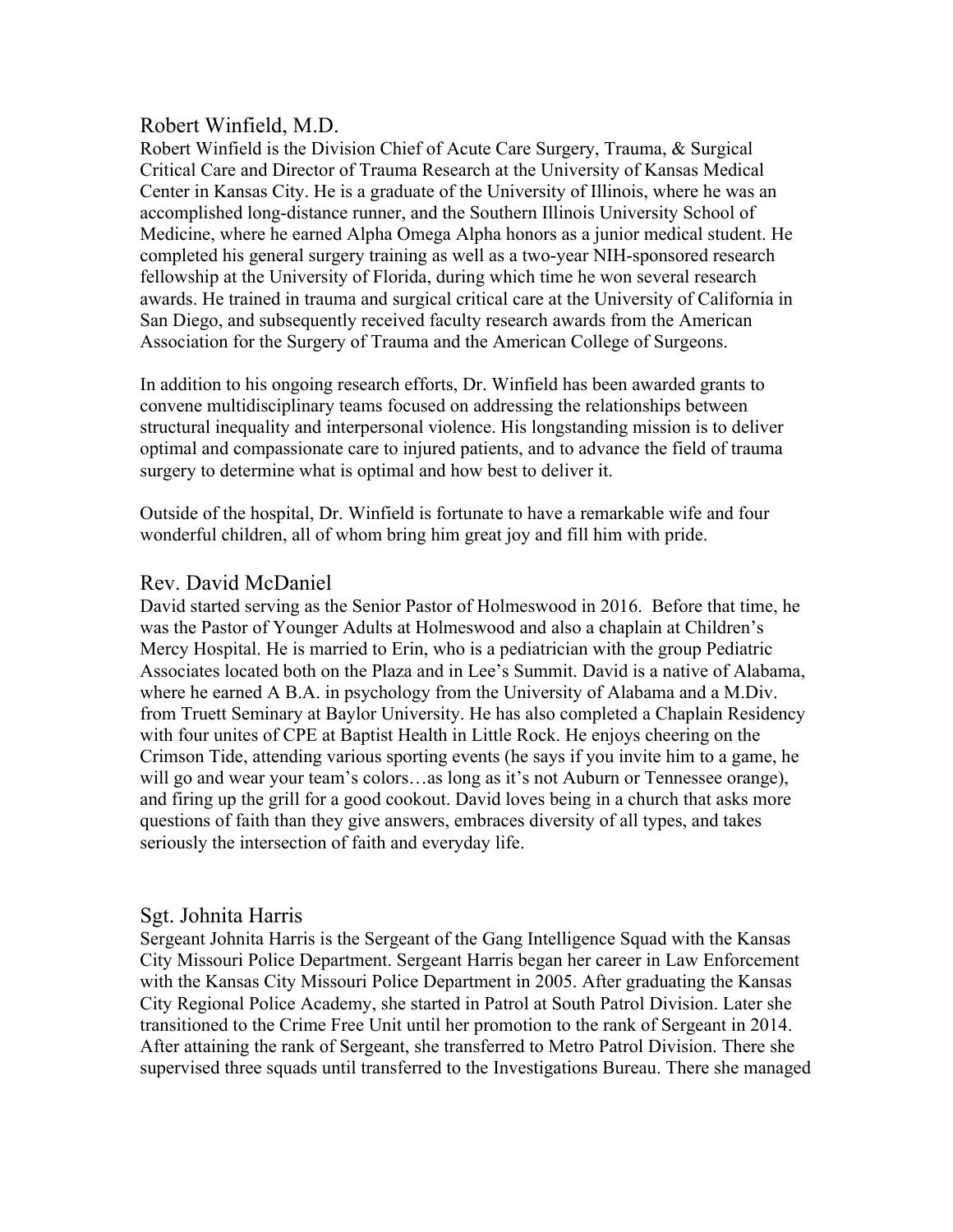## Robert Winfield, M.D.

Robert Winfield is the Division Chief of Acute Care Surgery, Trauma, & Surgical Critical Care and Director of Trauma Research at the University of Kansas Medical Center in Kansas City. He is a graduate of the University of Illinois, where he was an accomplished long-distance runner, and the Southern Illinois University School of Medicine, where he earned Alpha Omega Alpha honors as a junior medical student. He completed his general surgery training as well as a two-year NIH-sponsored research fellowship at the University of Florida, during which time he won several research awards. He trained in trauma and surgical critical care at the University of California in San Diego, and subsequently received faculty research awards from the American Association for the Surgery of Trauma and the American College of Surgeons.

In addition to his ongoing research efforts, Dr. Winfield has been awarded grants to convene multidisciplinary teams focused on addressing the relationships between structural inequality and interpersonal violence. His longstanding mission is to deliver optimal and compassionate care to injured patients, and to advance the field of trauma surgery to determine what is optimal and how best to deliver it.

Outside of the hospital, Dr. Winfield is fortunate to have a remarkable wife and four wonderful children, all of whom bring him great joy and fill him with pride.

## Rev. David McDaniel

David started serving as the Senior Pastor of Holmeswood in 2016. Before that time, he was the Pastor of Younger Adults at Holmeswood and also a chaplain at Children's Mercy Hospital. He is married to Erin, who is a pediatrician with the group Pediatric Associates located both on the Plaza and in Lee's Summit. David is a native of Alabama, where he earned A B.A. in psychology from the University of Alabama and a M.Div. from Truett Seminary at Baylor University. He has also completed a Chaplain Residency with four unites of CPE at Baptist Health in Little Rock. He enjoys cheering on the Crimson Tide, attending various sporting events (he says if you invite him to a game, he will go and wear your team's colors…as long as it's not Auburn or Tennessee orange), and firing up the grill for a good cookout. David loves being in a church that asks more questions of faith than they give answers, embraces diversity of all types, and takes seriously the intersection of faith and everyday life.

## Sgt. Johnita Harris

Sergeant Johnita Harris is the Sergeant of the Gang Intelligence Squad with the Kansas City Missouri Police Department. Sergeant Harris began her career in Law Enforcement with the Kansas City Missouri Police Department in 2005. After graduating the Kansas City Regional Police Academy, she started in Patrol at South Patrol Division. Later she transitioned to the Crime Free Unit until her promotion to the rank of Sergeant in 2014. After attaining the rank of Sergeant, she transferred to Metro Patrol Division. There she supervised three squads until transferred to the Investigations Bureau. There she managed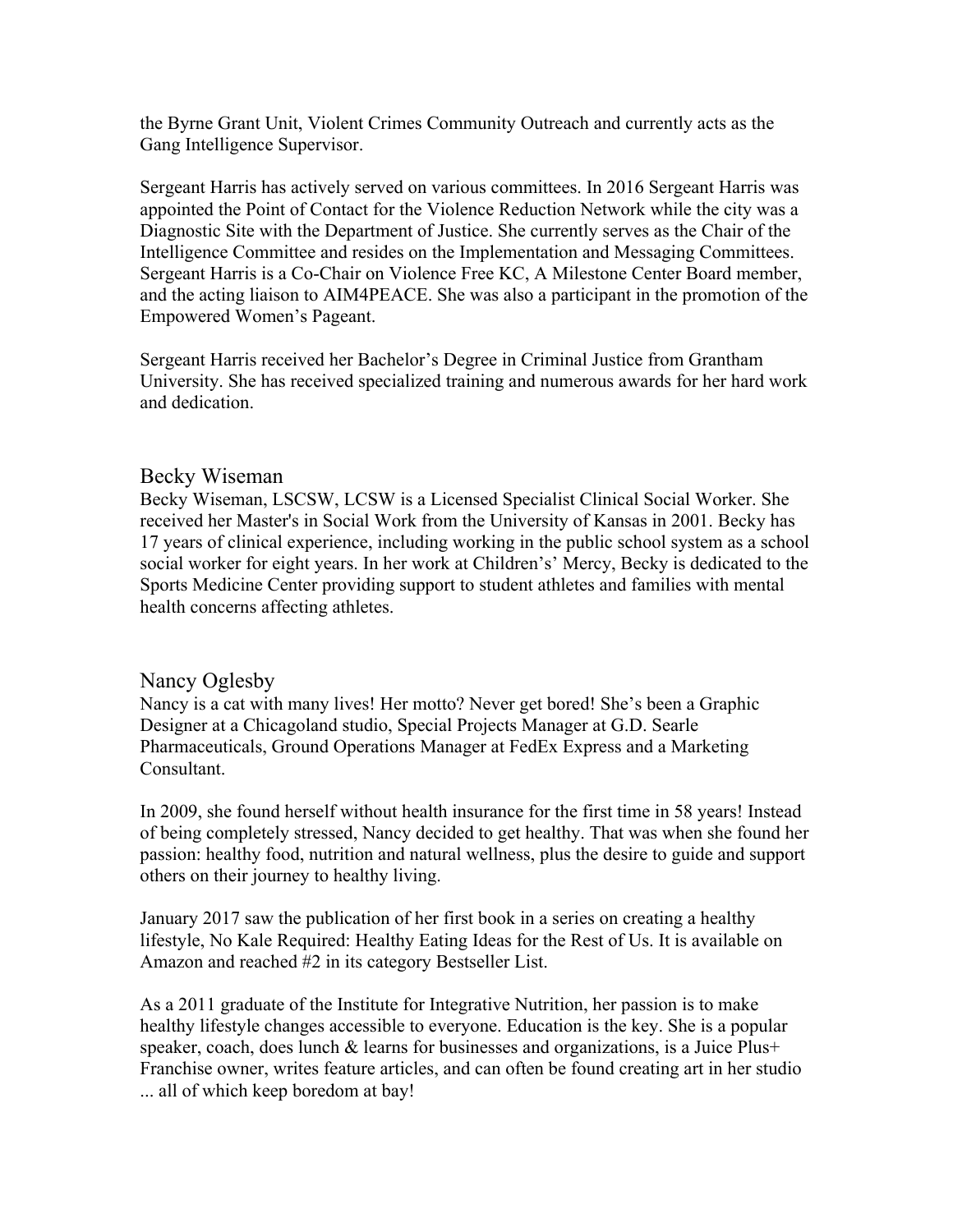the Byrne Grant Unit, Violent Crimes Community Outreach and currently acts as the Gang Intelligence Supervisor.

Sergeant Harris has actively served on various committees. In 2016 Sergeant Harris was appointed the Point of Contact for the Violence Reduction Network while the city was a Diagnostic Site with the Department of Justice. She currently serves as the Chair of the Intelligence Committee and resides on the Implementation and Messaging Committees. Sergeant Harris is a Co-Chair on Violence Free KC, A Milestone Center Board member, and the acting liaison to AIM4PEACE. She was also a participant in the promotion of the Empowered Women's Pageant.

Sergeant Harris received her Bachelor's Degree in Criminal Justice from Grantham University. She has received specialized training and numerous awards for her hard work and dedication.

## Becky Wiseman

Becky Wiseman, LSCSW, LCSW is a Licensed Specialist Clinical Social Worker. She received her Master's in Social Work from the University of Kansas in 2001. Becky has 17 years of clinical experience, including working in the public school system as a school social worker for eight years. In her work at Children's' Mercy, Becky is dedicated to the Sports Medicine Center providing support to student athletes and families with mental health concerns affecting athletes.

## Nancy Oglesby

Nancy is a cat with many lives! Her motto? Never get bored! She's been a Graphic Designer at a Chicagoland studio, Special Projects Manager at G.D. Searle Pharmaceuticals, Ground Operations Manager at FedEx Express and a Marketing Consultant.

In 2009, she found herself without health insurance for the first time in 58 years! Instead of being completely stressed, Nancy decided to get healthy. That was when she found her passion: healthy food, nutrition and natural wellness, plus the desire to guide and support others on their journey to healthy living.

January 2017 saw the publication of her first book in a series on creating a healthy lifestyle, No Kale Required: Healthy Eating Ideas for the Rest of Us. It is available on Amazon and reached #2 in its category Bestseller List.

As a 2011 graduate of the Institute for Integrative Nutrition, her passion is to make healthy lifestyle changes accessible to everyone. Education is the key. She is a popular speaker, coach, does lunch & learns for businesses and organizations, is a Juice Plus+ Franchise owner, writes feature articles, and can often be found creating art in her studio ... all of which keep boredom at bay!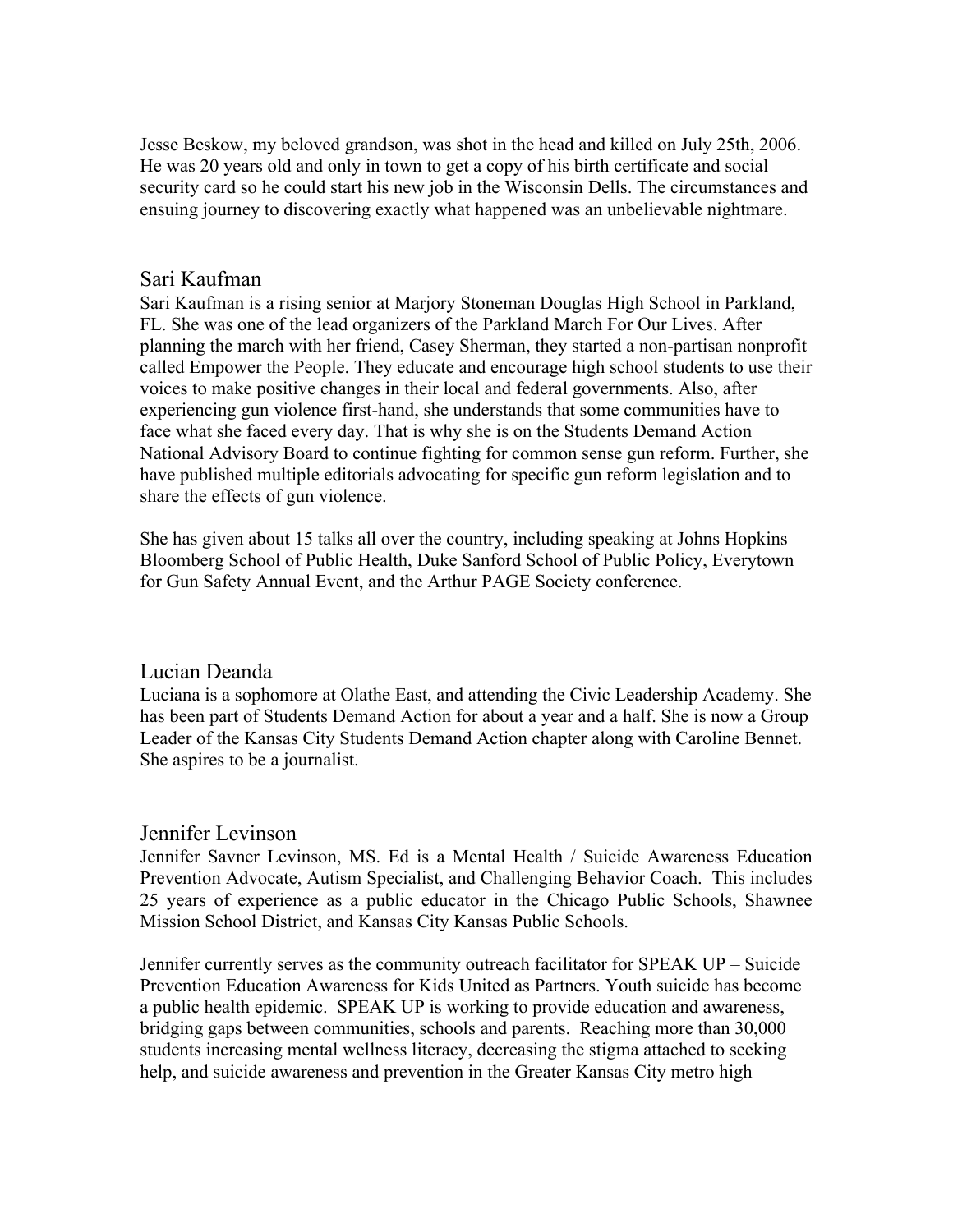Jesse Beskow, my beloved grandson, was shot in the head and killed on July 25th, 2006. He was 20 years old and only in town to get a copy of his birth certificate and social security card so he could start his new job in the Wisconsin Dells. The circumstances and ensuing journey to discovering exactly what happened was an unbelievable nightmare.

## Sari Kaufman

Sari Kaufman is a rising senior at Marjory Stoneman Douglas High School in Parkland, FL. She was one of the lead organizers of the Parkland March For Our Lives. After planning the march with her friend, Casey Sherman, they started a non-partisan nonprofit called Empower the People. They educate and encourage high school students to use their voices to make positive changes in their local and federal governments. Also, after experiencing gun violence first-hand, she understands that some communities have to face what she faced every day. That is why she is on the Students Demand Action National Advisory Board to continue fighting for common sense gun reform. Further, she have published multiple editorials advocating for specific gun reform legislation and to share the effects of gun violence.

She has given about 15 talks all over the country, including speaking at Johns Hopkins Bloomberg School of Public Health, Duke Sanford School of Public Policy, Everytown for Gun Safety Annual Event, and the Arthur PAGE Society conference.

## Lucian Deanda

Luciana is a sophomore at Olathe East, and attending the Civic Leadership Academy. She has been part of Students Demand Action for about a year and a half. She is now a Group Leader of the Kansas City Students Demand Action chapter along with Caroline Bennet. She aspires to be a journalist.

## Jennifer Levinson

Jennifer Savner Levinson, MS. Ed is a Mental Health / Suicide Awareness Education Prevention Advocate, Autism Specialist, and Challenging Behavior Coach. This includes 25 years of experience as a public educator in the Chicago Public Schools, Shawnee Mission School District, and Kansas City Kansas Public Schools.

Jennifer currently serves as the community outreach facilitator for SPEAK UP – Suicide Prevention Education Awareness for Kids United as Partners. Youth suicide has become a public health epidemic. SPEAK UP is working to provide education and awareness, bridging gaps between communities, schools and parents. Reaching more than 30,000 students increasing mental wellness literacy, decreasing the stigma attached to seeking help, and suicide awareness and prevention in the Greater Kansas City metro high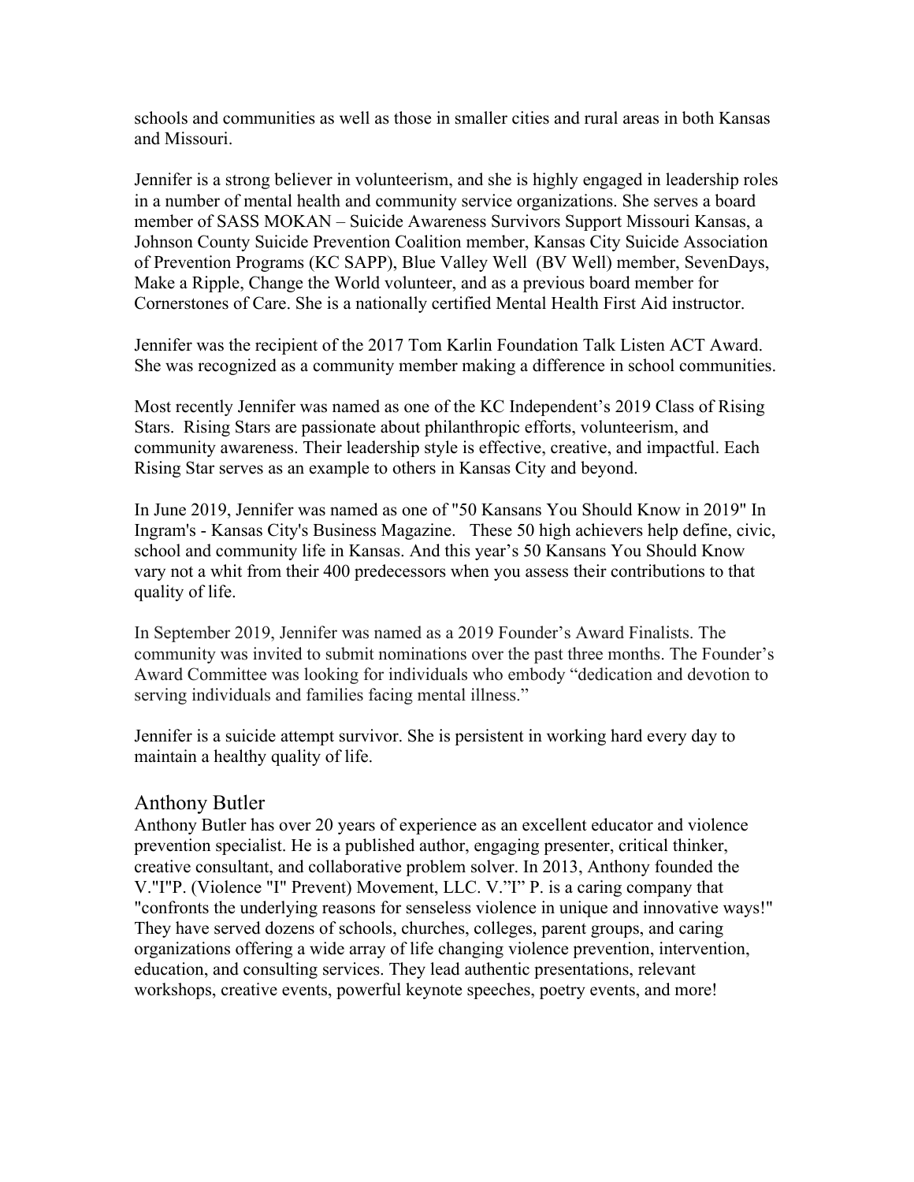schools and communities as well as those in smaller cities and rural areas in both Kansas and Missouri.

Jennifer is a strong believer in volunteerism, and she is highly engaged in leadership roles in a number of mental health and community service organizations. She serves a board member of SASS MOKAN – Suicide Awareness Survivors Support Missouri Kansas, a Johnson County Suicide Prevention Coalition member, Kansas City Suicide Association of Prevention Programs (KC SAPP), Blue Valley Well (BV Well) member, SevenDays, Make a Ripple, Change the World volunteer, and as a previous board member for Cornerstones of Care. She is a nationally certified Mental Health First Aid instructor.

Jennifer was the recipient of the 2017 Tom Karlin Foundation Talk Listen ACT Award. She was recognized as a community member making a difference in school communities.

Most recently Jennifer was named as one of the KC Independent's 2019 Class of Rising Stars. Rising Stars are passionate about philanthropic efforts, volunteerism, and community awareness. Their leadership style is effective, creative, and impactful. Each Rising Star serves as an example to others in Kansas City and beyond.

In June 2019, Jennifer was named as one of "50 Kansans You Should Know in 2019" In Ingram's - Kansas City's Business Magazine. These 50 high achievers help define, civic, school and community life in Kansas. And this year's 50 Kansans You Should Know vary not a whit from their 400 predecessors when you assess their contributions to that quality of life.

In September 2019, Jennifer was named as a 2019 Founder's Award Finalists. The community was invited to submit nominations over the past three months. The Founder's Award Committee was looking for individuals who embody "dedication and devotion to serving individuals and families facing mental illness."

Jennifer is a suicide attempt survivor. She is persistent in working hard every day to maintain a healthy quality of life.

## Anthony Butler

Anthony Butler has over 20 years of experience as an excellent educator and violence prevention specialist. He is a published author, engaging presenter, critical thinker, creative consultant, and collaborative problem solver. In 2013, Anthony founded the V."I"P. (Violence "I" Prevent) Movement, LLC. V."I" P. is a caring company that "confronts the underlying reasons for senseless violence in unique and innovative ways!" They have served dozens of schools, churches, colleges, parent groups, and caring organizations offering a wide array of life changing violence prevention, intervention, education, and consulting services. They lead authentic presentations, relevant workshops, creative events, powerful keynote speeches, poetry events, and more!